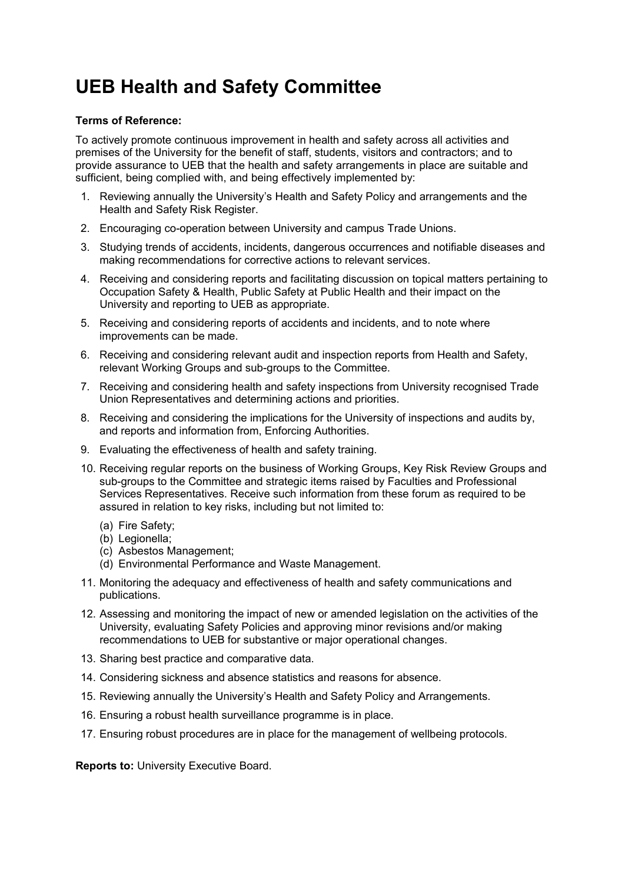# UEB Health and Safety Committee

**Terms of Reference:**

To actively promote continuous improvement in health and safety across all activities and premises of the University for the benefit of staff, students, visitors and contractors; and to provide assurance to UEB that the health and safety arrangements in place are suitable and sufficient, being complied with, and being effectively implemented by:

1. Reviewing annually the University's Health and Safety Policy and arrangements and the Health and Safety Risk Register.
2. Encouraging co-operation between University and campus Trade Unions.
3. Studying trends of accidents, incidents, dangerous occurrences and notifiable diseases and making recommendations for corrective actions to relevant services.
4. Receiving and considering reports and facilitating discussion on topical matters pertaining to Occupation Safety & Health, Public Safety at Public Health and their impact on the University and reporting to UEB as appropriate.
5. Receiving and considering reports of accidents and incidents, and to note where improvements can be made.
6. Receiving and considering relevant audit and inspection reports from Health and Safety, relevant Working Groups and sub-groups to the Committee.
7. Receiving and considering health and safety inspections from University recognised Trade Union Representatives and determining actions and priorities.
8. Receiving and considering the implications for the University of inspections and audits by, and reports and information from, Enforcing Authorities.
9. Evaluating the effectiveness of health and safety training.
10. Receiving regular reports on the business of Working Groups, Key Risk Review Groups and sub-groups to the Committee and strategic items raised by Faculties and Professional Services Representatives. Receive such information from these forum as required to be assured in relation to key risks, including but not limited to:
    (a) Fire Safety;
    (b) Legionella;
    (c) Asbestos Management;
    (d) Environmental Performance and Waste Management.
11. Monitoring the adequacy and effectiveness of health and safety communications and publications.
12. Assessing and monitoring the impact of new or amended legislation on the activities of the University, evaluating Safety Policies and approving minor revisions and/or making recommendations to UEB for substantive or major operational changes.
13. Sharing best practice and comparative data.
14. Considering sickness and absence statistics and reasons for absence.
15. Reviewing annually the University's Health and Safety Policy and Arrangements.
16. Ensuring a robust health surveillance programme is in place.
17. Ensuring robust procedures are in place for the management of wellbeing protocols.

**Reports to:** University Executive Board.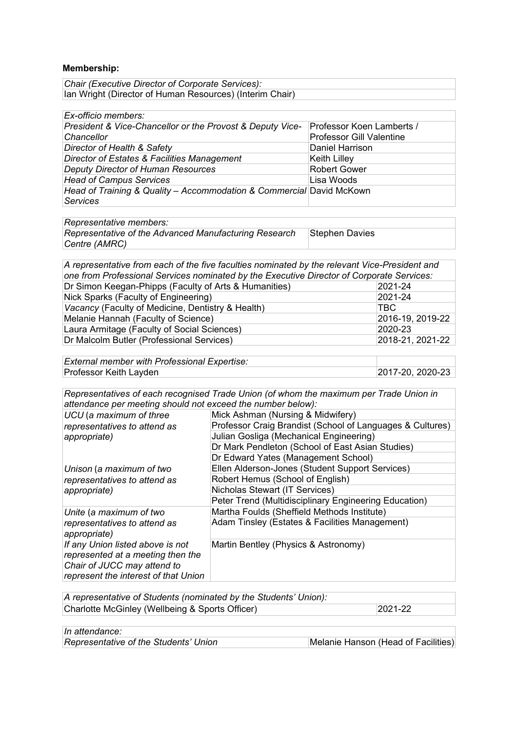**Membership:**

| *Chair (Executive Director of Corporate Services):* |
|---|
| Ian Wright (Director of Human Resources) (Interim Chair) |

| *Ex-officio members:* | |
|---|---|
| *President & Vice-Chancellor or the Provost & Deputy Vice-Chancellor* | Professor Koen Lamberts / Professor Gill Valentine |
| *Director of Health & Safety* | Daniel Harrison |
| *Director of Estates & Facilities Management* | Keith Lilley |
| *Deputy Director of Human Resources* | Robert Gower |
| *Head of Campus Services* | Lisa Woods |
| *Head of Training & Quality – Accommodation & Commercial Services* | David McKown |

| *Representative members:* | |
|---|---|
| *Representative of the Advanced Manufacturing Research Centre (AMRC)* | Stephen Davies |

| *A representative from each of the five faculties nominated by the relevant Vice-President and one from Professional Services nominated by the Executive Director of Corporate Services:* | |
|---|---|
| Dr Simon Keegan-Phipps (Faculty of Arts & Humanities) | 2021-24 |
| Nick Sparks (Faculty of Engineering) | 2021-24 |
| *Vacancy* (Faculty of Medicine, Dentistry & Health) | TBC |
| Melanie Hannah (Faculty of Science) | 2016-19, 2019-22 |
| Laura Armitage (Faculty of Social Sciences) | 2020-23 |
| Dr Malcolm Butler (Professional Services) | 2018-21, 2021-22 |

| *External member with Professional Expertise:* | |
|---|---|
| Professor Keith Layden | 2017-20, 2020-23 |

| *Representatives of each recognised Trade Union (of whom the maximum per Trade Union in attendance per meeting should not exceed the number below):* | |
|---|---|
| *UCU (a maximum of three representatives to attend as appropriate)* | Mick Ashman (Nursing & Midwifery) |
| | Professor Craig Brandist (School of Languages & Cultures) |
| | Julian Gosliga (Mechanical Engineering) |
| | Dr Mark Pendleton (School of East Asian Studies) |
| | Dr Edward Yates (Management School) |
| *Unison (a maximum of two representatives to attend as appropriate)* | Ellen Alderson-Jones (Student Support Services) |
| | Robert Hemus (School of English) |
| | Nicholas Stewart (IT Services) |
| | Peter Trend (Multidisciplinary Engineering Education) |
| *Unite (a maximum of two representatives to attend as appropriate)* | Martha Foulds (Sheffield Methods Institute) |
| | Adam Tinsley (Estates & Facilities Management) |
| *If any Union listed above is not represented at a meeting then the Chair of JUCC may attend to represent the interest of that Union* | Martin Bentley (Physics & Astronomy) |

| *A representative of Students (nominated by the Students' Union):* | |
|---|---|
| Charlotte McGinley (Wellbeing & Sports Officer) | 2021-22 |

| *In attendance:* | |
|---|---|
| *Representative of the Students' Union* | Melanie Hanson (Head of Facilities) |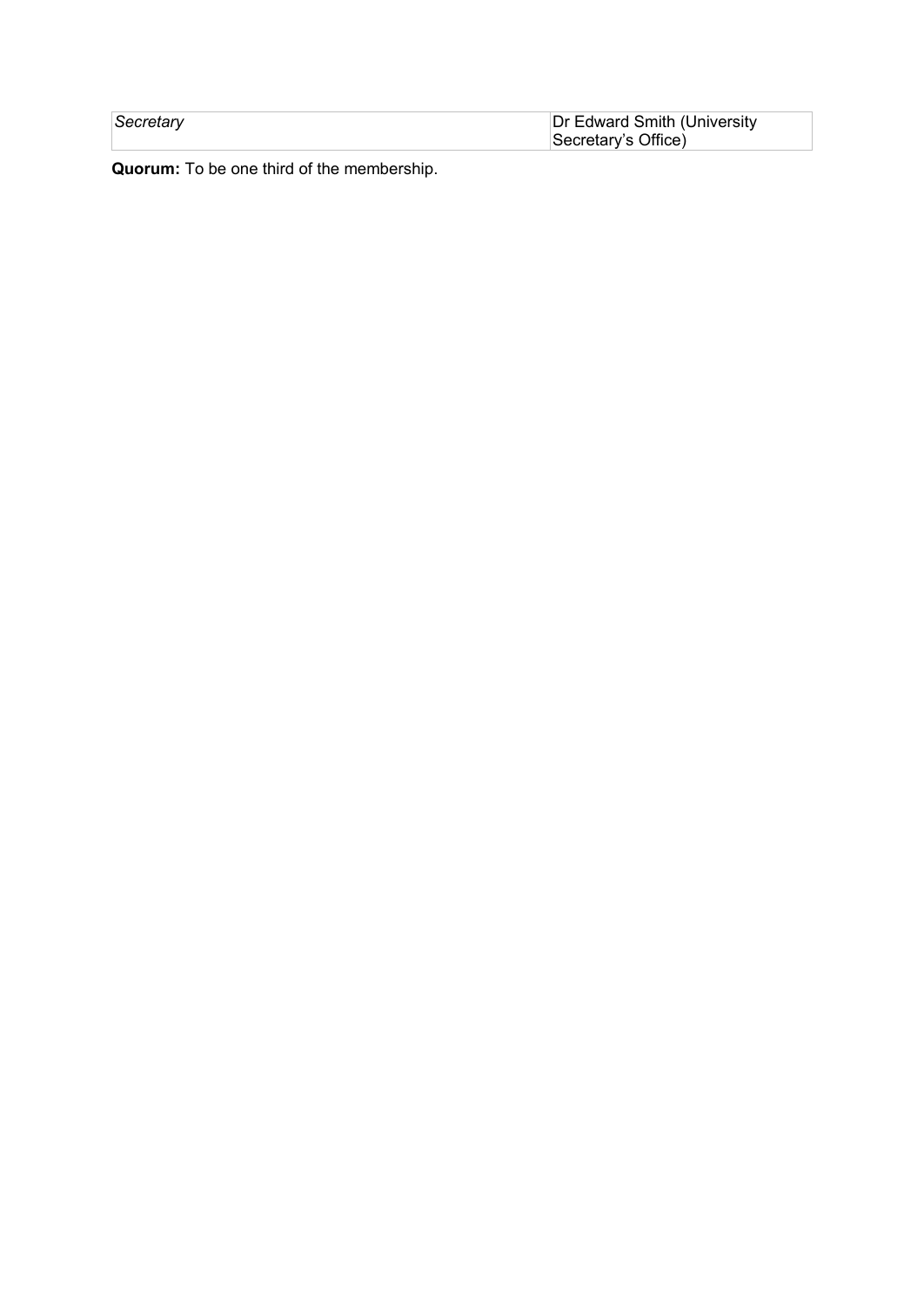| | |
|---|---|
| *Secretary* | Dr Edward Smith (University Secretary's Office) |

**Quorum:** To be one third of the membership.